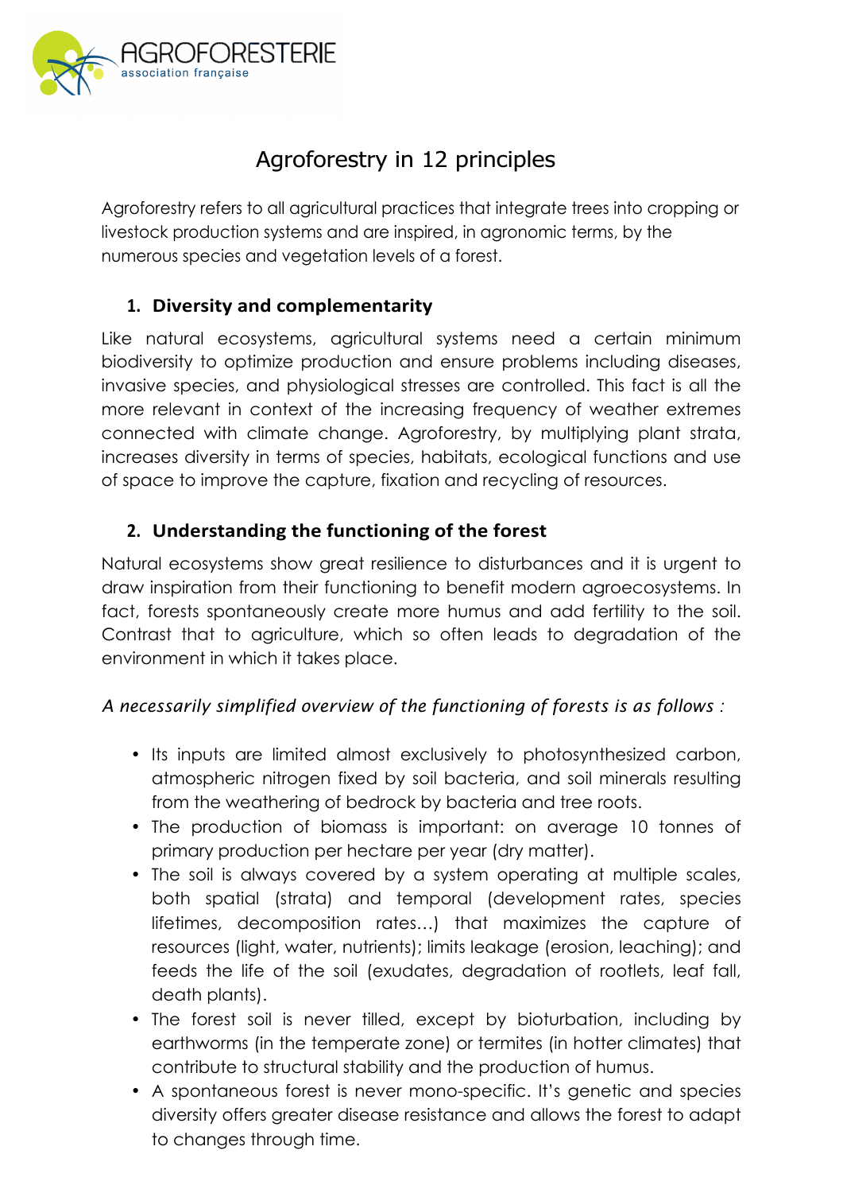# Agroforestry in 12 principles

Agroforestry refers to all agricultural practices that integrate trees into cropping or livestock production systems and are inspired, in agronomic terms, by the numerous species and vegetation levels of a forest.

## 1. Diversity and complementarity

Like natural ecosystems, agricultural systems need a certain minimum biodiversity to optimize production and ensure problems including diseases, invasive species, and physiological stresses are controlled. This fact is all the more relevant in context of the increasing frequency of weather extremes connected with climate change. Agroforestry, by multiplying plant strata, increases diversity in terms of species, habitats, ecological functions and use of space to improve the capture, fixation and recycling of resources.

## 2. Understanding the functioning of the forest

Natural ecosystems show great resilience to disturbances and it is urgent to draw inspiration from their functioning to benefit modern agroecosystems. In fact, forests spontaneously create more humus and add fertility to the soil. Contrast that to agriculture, which so often leads to degradation of the environment in which it takes place.

*A necessarily simplified overview of the functioning of forests is as follows :*

- Its inputs are limited almost exclusively to photosynthesized carbon, atmospheric nitrogen fixed by soil bacteria, and soil minerals resulting from the weathering of bedrock by bacteria and tree roots.
- The production of biomass is important: on average 10 tonnes of primary production per hectare per year (dry matter).
- The soil is always covered by a system operating at multiple scales, both spatial (strata) and temporal (development rates, species lifetimes, decomposition rates…) that maximizes the capture of resources (light, water, nutrients); limits leakage (erosion, leaching); and feeds the life of the soil (exudates, degradation of rootlets, leaf fall, death plants).
- The forest soil is never tilled, except by bioturbation, including by earthworms (in the temperate zone) or termites (in hotter climates) that contribute to structural stability and the production of humus.
- A spontaneous forest is never mono-specific. It's genetic and species diversity offers greater disease resistance and allows the forest to adapt to changes through time.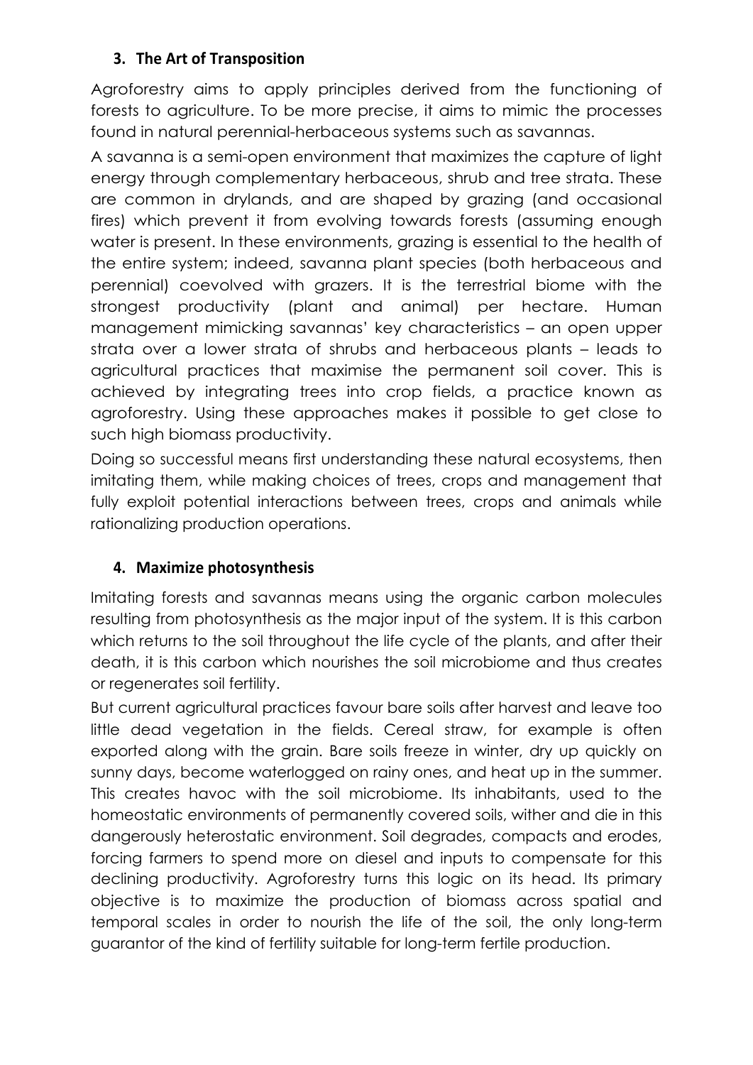### 3. The Art of Transposition

Agroforestry aims to apply principles derived from the functioning of forests to agriculture. To be more precise, it aims to mimic the processes found in natural perennial-herbaceous systems such as savannas.

A savanna is a semi-open environment that maximizes the capture of light energy through complementary herbaceous, shrub and tree strata. These are common in drylands, and are shaped by grazing (and occasional fires) which prevent it from evolving towards forests (assuming enough water is present. In these environments, grazing is essential to the health of the entire system; indeed, savanna plant species (both herbaceous and perennial) coevolved with grazers. It is the terrestrial biome with the strongest productivity (plant and animal) per hectare. Human management mimicking savannas' key characteristics – an open upper strata over a lower strata of shrubs and herbaceous plants – leads to agricultural practices that maximise the permanent soil cover. This is achieved by integrating trees into crop fields, a practice known as agroforestry. Using these approaches makes it possible to get close to such high biomass productivity.

Doing so successful means first understanding these natural ecosystems, then imitating them, while making choices of trees, crops and management that fully exploit potential interactions between trees, crops and animals while rationalizing production operations.

### 4. Maximize photosynthesis

Imitating forests and savannas means using the organic carbon molecules resulting from photosynthesis as the major input of the system. It is this carbon which returns to the soil throughout the life cycle of the plants, and after their death, it is this carbon which nourishes the soil microbiome and thus creates or regenerates soil fertility.

But current agricultural practices favour bare soils after harvest and leave too little dead vegetation in the fields. Cereal straw, for example is often exported along with the grain. Bare soils freeze in winter, dry up quickly on sunny days, become waterlogged on rainy ones, and heat up in the summer. This creates havoc with the soil microbiome. Its inhabitants, used to the homeostatic environments of permanently covered soils, wither and die in this dangerously heterostatic environment. Soil degrades, compacts and erodes, forcing farmers to spend more on diesel and inputs to compensate for this declining productivity. Agroforestry turns this logic on its head. Its primary objective is to maximize the production of biomass across spatial and temporal scales in order to nourish the life of the soil, the only long-term guarantor of the kind of fertility suitable for long-term fertile production.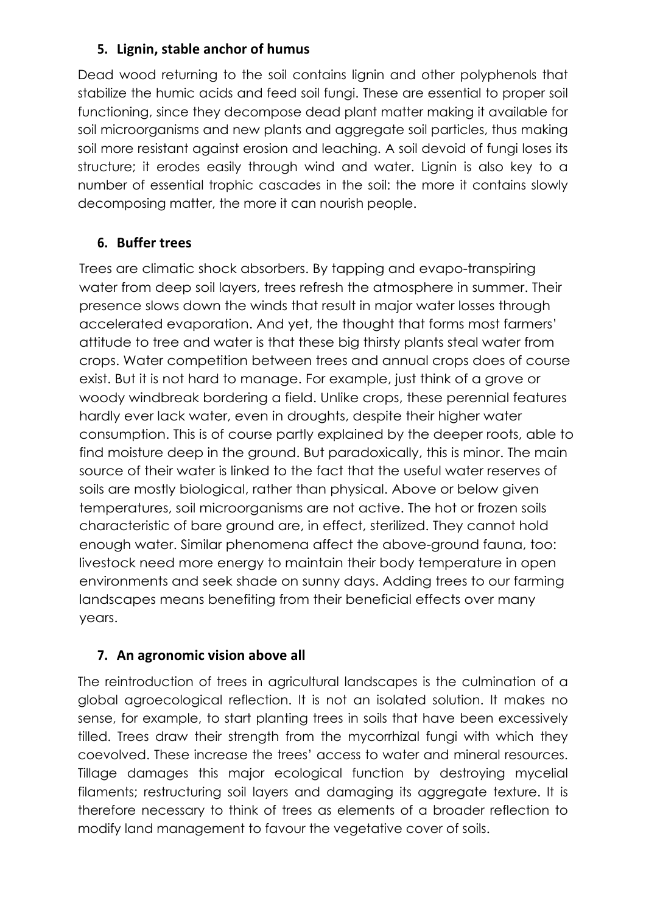## 5. Lignin, stable anchor of humus

Dead wood returning to the soil contains lignin and other polyphenols that stabilize the humic acids and feed soil fungi. These are essential to proper soil functioning, since they decompose dead plant matter making it available for soil microorganisms and new plants and aggregate soil particles, thus making soil more resistant against erosion and leaching. A soil devoid of fungi loses its structure; it erodes easily through wind and water. Lignin is also key to a number of essential trophic cascades in the soil: the more it contains slowly decomposing matter, the more it can nourish people.

## 6. Buffer trees

Trees are climatic shock absorbers. By tapping and evapo-transpiring water from deep soil layers, trees refresh the atmosphere in summer. Their presence slows down the winds that result in major water losses through accelerated evaporation. And yet, the thought that forms most farmers' attitude to tree and water is that these big thirsty plants steal water from crops. Water competition between trees and annual crops does of course exist. But it is not hard to manage. For example, just think of a grove or woody windbreak bordering a field. Unlike crops, these perennial features hardly ever lack water, even in droughts, despite their higher water consumption. This is of course partly explained by the deeper roots, able to find moisture deep in the ground. But paradoxically, this is minor. The main source of their water is linked to the fact that the useful water reserves of soils are mostly biological, rather than physical. Above or below given temperatures, soil microorganisms are not active. The hot or frozen soils characteristic of bare ground are, in effect, sterilized. They cannot hold enough water. Similar phenomena affect the above-ground fauna, too: livestock need more energy to maintain their body temperature in open environments and seek shade on sunny days. Adding trees to our farming landscapes means benefiting from their beneficial effects over many years.

## 7. An agronomic vision above all

The reintroduction of trees in agricultural landscapes is the culmination of a global agroecological reflection. It is not an isolated solution. It makes no sense, for example, to start planting trees in soils that have been excessively tilled. Trees draw their strength from the mycorrhizal fungi with which they coevolved. These increase the trees' access to water and mineral resources. Tillage damages this major ecological function by destroying mycelial filaments; restructuring soil layers and damaging its aggregate texture. It is therefore necessary to think of trees as elements of a broader reflection to modify land management to favour the vegetative cover of soils.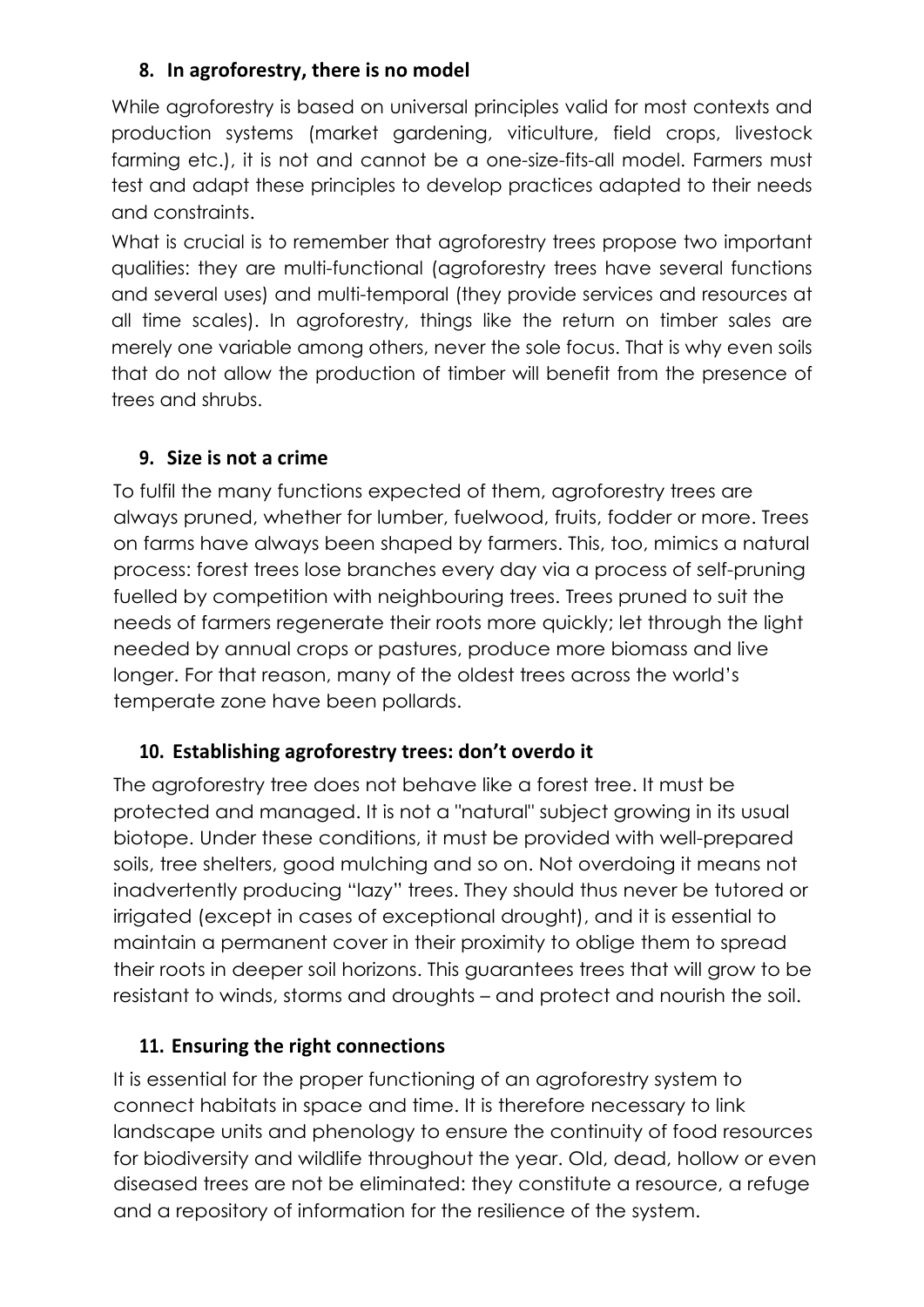### 8. In agroforestry, there is no model

While agroforestry is based on universal principles valid for most contexts and production systems (market gardening, viticulture, field crops, livestock farming etc.), it is not and cannot be a one-size-fits-all model. Farmers must test and adapt these principles to develop practices adapted to their needs and constraints.

What is crucial is to remember that agroforestry trees propose two important qualities: they are multi-functional (agroforestry trees have several functions and several uses) and multi-temporal (they provide services and resources at all time scales). In agroforestry, things like the return on timber sales are merely one variable among others, never the sole focus. That is why even soils that do not allow the production of timber will benefit from the presence of trees and shrubs.

### 9. Size is not a crime

To fulfil the many functions expected of them, agroforestry trees are always pruned, whether for lumber, fuelwood, fruits, fodder or more. Trees on farms have always been shaped by farmers. This, too, mimics a natural process: forest trees lose branches every day via a process of self-pruning fuelled by competition with neighbouring trees. Trees pruned to suit the needs of farmers regenerate their roots more quickly; let through the light needed by annual crops or pastures, produce more biomass and live longer. For that reason, many of the oldest trees across the world's temperate zone have been pollards.

### 10. Establishing agroforestry trees: don't overdo it

The agroforestry tree does not behave like a forest tree. It must be protected and managed. It is not a "natural" subject growing in its usual biotope. Under these conditions, it must be provided with well-prepared soils, tree shelters, good mulching and so on. Not overdoing it means not inadvertently producing "lazy" trees. They should thus never be tutored or irrigated (except in cases of exceptional drought), and it is essential to maintain a permanent cover in their proximity to oblige them to spread their roots in deeper soil horizons. This guarantees trees that will grow to be resistant to winds, storms and droughts – and protect and nourish the soil.

### 11. Ensuring the right connections

It is essential for the proper functioning of an agroforestry system to connect habitats in space and time. It is therefore necessary to link landscape units and phenology to ensure the continuity of food resources for biodiversity and wildlife throughout the year. Old, dead, hollow or even diseased trees are not be eliminated: they constitute a resource, a refuge and a repository of information for the resilience of the system.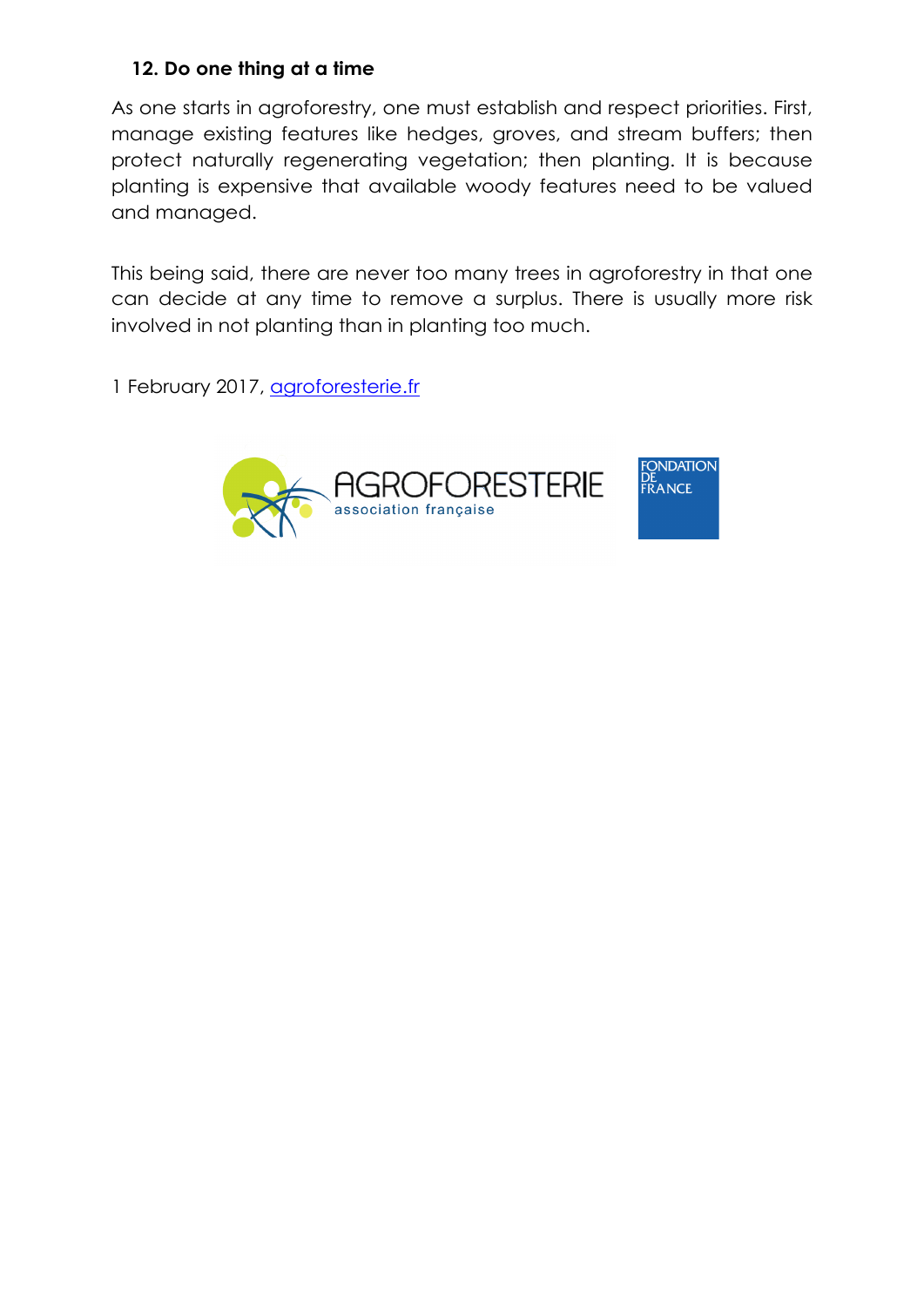### 12. Do one thing at a time

As one starts in agroforestry, one must establish and respect priorities. First, manage existing features like hedges, groves, and stream buffers; then protect naturally regenerating vegetation; then planting. It is because planting is expensive that available woody features need to be valued and managed.

This being said, there are never too many trees in agroforestry in that one can decide at any time to remove a surplus. There is usually more risk involved in not planting than in planting too much.

1 February 2017, [agroforesterie.fr](agroforesterie.fr)

AGROFORESTERIE
association française

FONDATION
DE
FRANCE